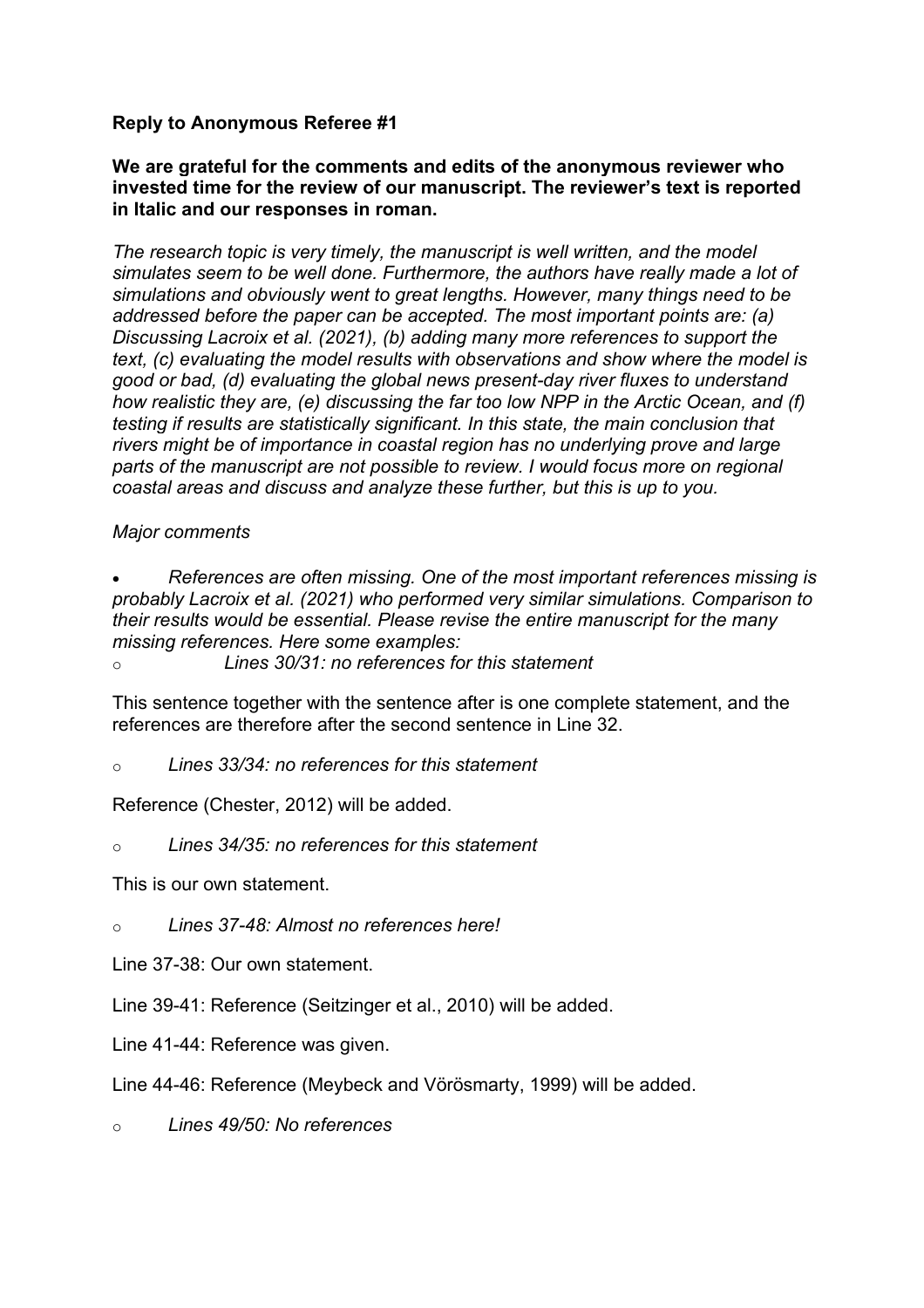**Reply to Anonymous Referee #1**

**We are grateful for the comments and edits of the anonymous reviewer who invested time for the review of our manuscript. The reviewer's text is reported in Italic and our responses in roman.**

*The research topic is very timely, the manuscript is well written, and the model simulates seem to be well done. Furthermore, the authors have really made a lot of simulations and obviously went to great lengths. However, many things need to be addressed before the paper can be accepted. The most important points are: (a) Discussing Lacroix et al. (2021), (b) adding many more references to support the text, (c) evaluating the model results with observations and show where the model is good or bad, (d) evaluating the global news present-day river fluxes to understand how realistic they are, (e) discussing the far too low NPP in the Arctic Ocean, and (f) testing if results are statistically significant. In this state, the main conclusion that rivers might be of importance in coastal region has no underlying prove and large parts of the manuscript are not possible to review. I would focus more on regional coastal areas and discuss and analyze these further, but this is up to you.*

*Major comments*

- *References are often missing. One of the most important references missing is probably Lacroix et al. (2021) who performed very similar simulations. Comparison to their results would be essential. Please revise the entire manuscript for the many missing references. Here some examples:*
  - *Lines 30/31: no references for this statement*

This sentence together with the sentence after is one complete statement, and the references are therefore after the second sentence in Line 32.

  - *Lines 33/34: no references for this statement*

Reference (Chester, 2012) will be added.

  - *Lines 34/35: no references for this statement*

This is our own statement.

  - *Lines 37-48: Almost no references here!*

Line 37-38: Our own statement.

Line 39-41: Reference (Seitzinger et al., 2010) will be added.

Line 41-44: Reference was given.

Line 44-46: Reference (Meybeck and Vörösmarty, 1999) will be added.

  - *Lines 49/50: No references*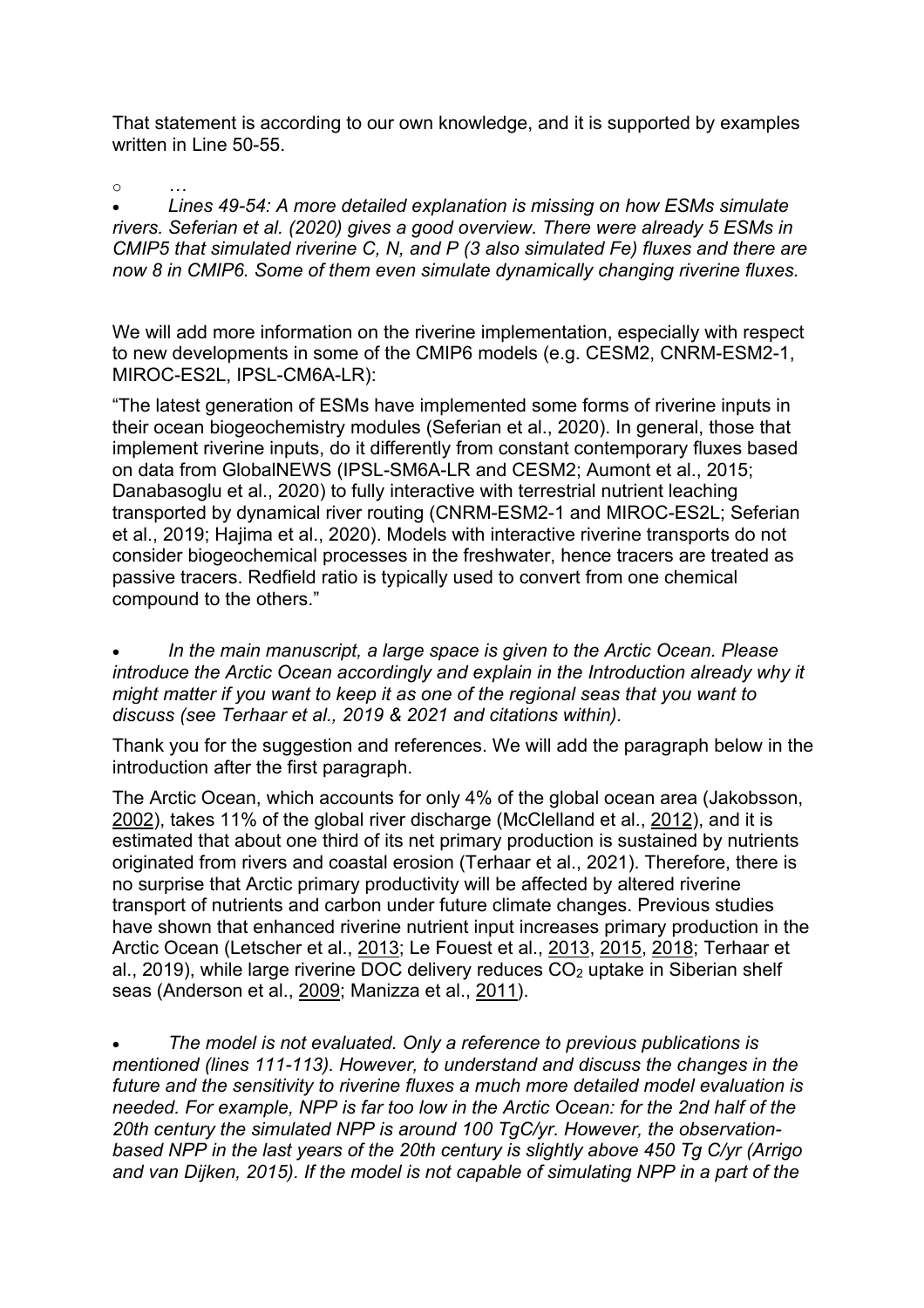That statement is according to our own knowledge, and it is supported by examples written in Line 50-55.

- *…*

- *Lines 49-54: A more detailed explanation is missing on how ESMs simulate rivers. Seferian et al. (2020) gives a good overview. There were already 5 ESMs in CMIP5 that simulated riverine C, N, and P (3 also simulated Fe) fluxes and there are now 8 in CMIP6. Some of them even simulate dynamically changing riverine fluxes.*

We will add more information on the riverine implementation, especially with respect to new developments in some of the CMIP6 models (e.g. CESM2, CNRM-ESM2-1, MIROC-ES2L, IPSL-CM6A-LR):

"The latest generation of ESMs have implemented some forms of riverine inputs in their ocean biogeochemistry modules (Seferian et al., 2020). In general, those that implement riverine inputs, do it differently from constant contemporary fluxes based on data from GlobalNEWS (IPSL-SM6A-LR and CESM2; Aumont et al., 2015; Danabasoglu et al., 2020) to fully interactive with terrestrial nutrient leaching transported by dynamical river routing (CNRM-ESM2-1 and MIROC-ES2L; Seferian et al., 2019; Hajima et al., 2020). Models with interactive riverine transports do not consider biogeochemical processes in the freshwater, hence tracers are treated as passive tracers. Redfield ratio is typically used to convert from one chemical compound to the others."

- *In the main manuscript, a large space is given to the Arctic Ocean. Please introduce the Arctic Ocean accordingly and explain in the Introduction already why it might matter if you want to keep it as one of the regional seas that you want to discuss (see Terhaar et al., 2019 & 2021 and citations within).*

Thank you for the suggestion and references. We will add the paragraph below in the introduction after the first paragraph.

The Arctic Ocean, which accounts for only 4% of the global ocean area (Jakobsson, 2002), takes 11% of the global river discharge (McClelland et al., 2012), and it is estimated that about one third of its net primary production is sustained by nutrients originated from rivers and coastal erosion (Terhaar et al., 2021). Therefore, there is no surprise that Arctic primary productivity will be affected by altered riverine transport of nutrients and carbon under future climate changes. Previous studies have shown that enhanced riverine nutrient input increases primary production in the Arctic Ocean (Letscher et al., 2013; Le Fouest et al., 2013, 2015, 2018; Terhaar et al., 2019), while large riverine DOC delivery reduces $CO_2$ uptake in Siberian shelf seas (Anderson et al., 2009; Manizza et al., 2011).

- *The model is not evaluated. Only a reference to previous publications is mentioned (lines 111-113). However, to understand and discuss the changes in the future and the sensitivity to riverine fluxes a much more detailed model evaluation is needed. For example, NPP is far too low in the Arctic Ocean: for the 2nd half of the 20th century the simulated NPP is around 100 TgC/yr. However, the observation-based NPP in the last years of the 20th century is slightly above 450 Tg C/yr (Arrigo and van Dijken, 2015). If the model is not capable of simulating NPP in a part of the*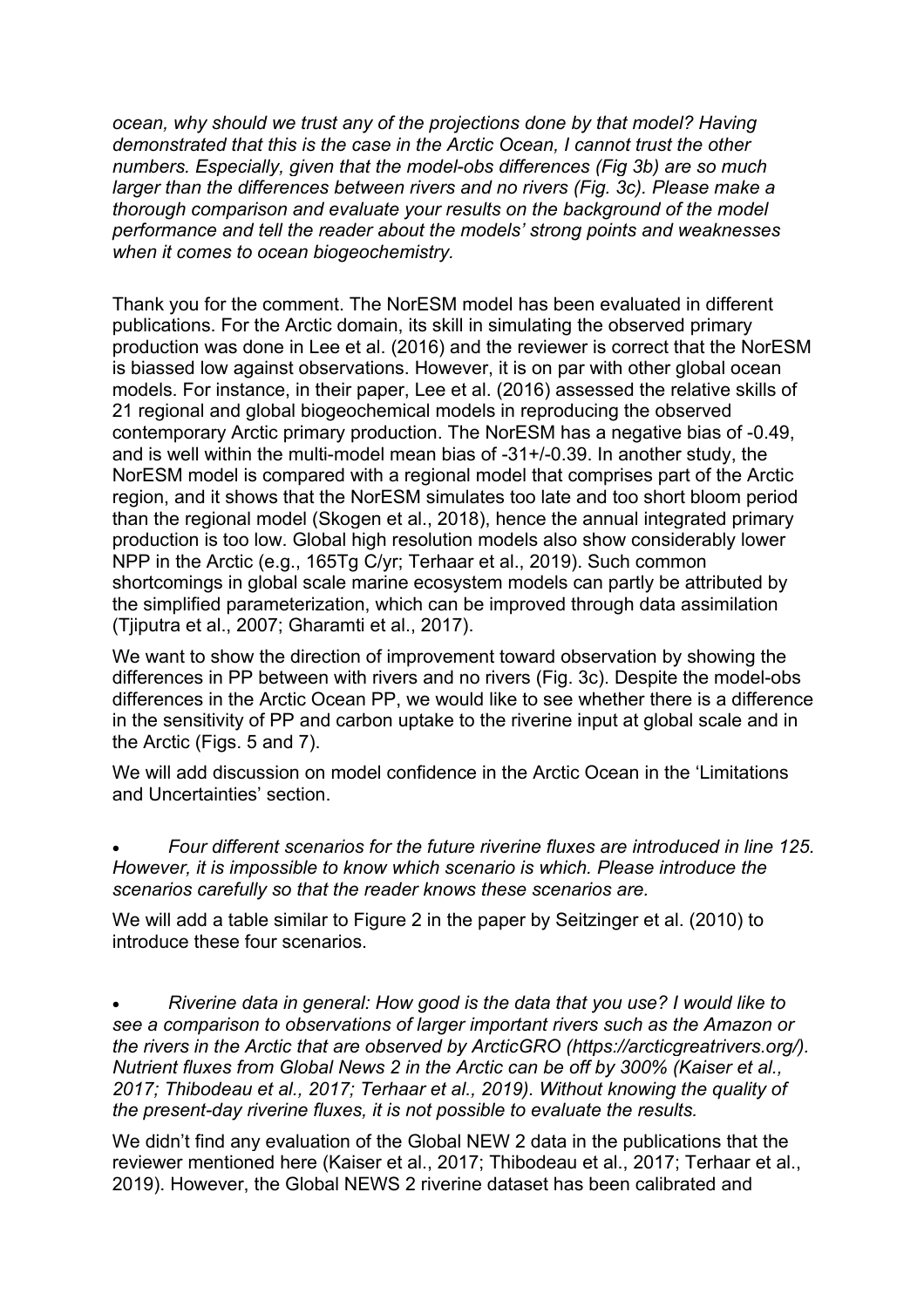*ocean, why should we trust any of the projections done by that model? Having demonstrated that this is the case in the Arctic Ocean, I cannot trust the other numbers. Especially, given that the model-obs differences (Fig 3b) are so much larger than the differences between rivers and no rivers (Fig. 3c). Please make a thorough comparison and evaluate your results on the background of the model performance and tell the reader about the models' strong points and weaknesses when it comes to ocean biogeochemistry.*

Thank you for the comment. The NorESM model has been evaluated in different publications. For the Arctic domain, its skill in simulating the observed primary production was done in Lee et al. (2016) and the reviewer is correct that the NorESM is biassed low against observations. However, it is on par with other global ocean models. For instance, in their paper, Lee et al. (2016) assessed the relative skills of 21 regional and global biogeochemical models in reproducing the observed contemporary Arctic primary production. The NorESM has a negative bias of -0.49, and is well within the multi-model mean bias of -31+/-0.39. In another study, the NorESM model is compared with a regional model that comprises part of the Arctic region, and it shows that the NorESM simulates too late and too short bloom period than the regional model (Skogen et al., 2018), hence the annual integrated primary production is too low. Global high resolution models also show considerably lower NPP in the Arctic (e.g., 165Tg C/yr; Terhaar et al., 2019). Such common shortcomings in global scale marine ecosystem models can partly be attributed by the simplified parameterization, which can be improved through data assimilation (Tjiputra et al., 2007; Gharamti et al., 2017).

We want to show the direction of improvement toward observation by showing the differences in PP between with rivers and no rivers (Fig. 3c). Despite the model-obs differences in the Arctic Ocean PP, we would like to see whether there is a difference in the sensitivity of PP and carbon uptake to the riverine input at global scale and in the Arctic (Figs. 5 and 7).

We will add discussion on model confidence in the Arctic Ocean in the 'Limitations and Uncertainties' section.

- *Four different scenarios for the future riverine fluxes are introduced in line 125. However, it is impossible to know which scenario is which. Please introduce the scenarios carefully so that the reader knows these scenarios are.*

We will add a table similar to Figure 2 in the paper by Seitzinger et al. (2010) to introduce these four scenarios.

- *Riverine data in general: How good is the data that you use? I would like to see a comparison to observations of larger important rivers such as the Amazon or the rivers in the Arctic that are observed by ArcticGRO (https://arcticgreatrivers.org/). Nutrient fluxes from Global News 2 in the Arctic can be off by 300% (Kaiser et al., 2017; Thibodeau et al., 2017; Terhaar et al., 2019). Without knowing the quality of the present-day riverine fluxes, it is not possible to evaluate the results.*

We didn't find any evaluation of the Global NEW 2 data in the publications that the reviewer mentioned here (Kaiser et al., 2017; Thibodeau et al., 2017; Terhaar et al., 2019). However, the Global NEWS 2 riverine dataset has been calibrated and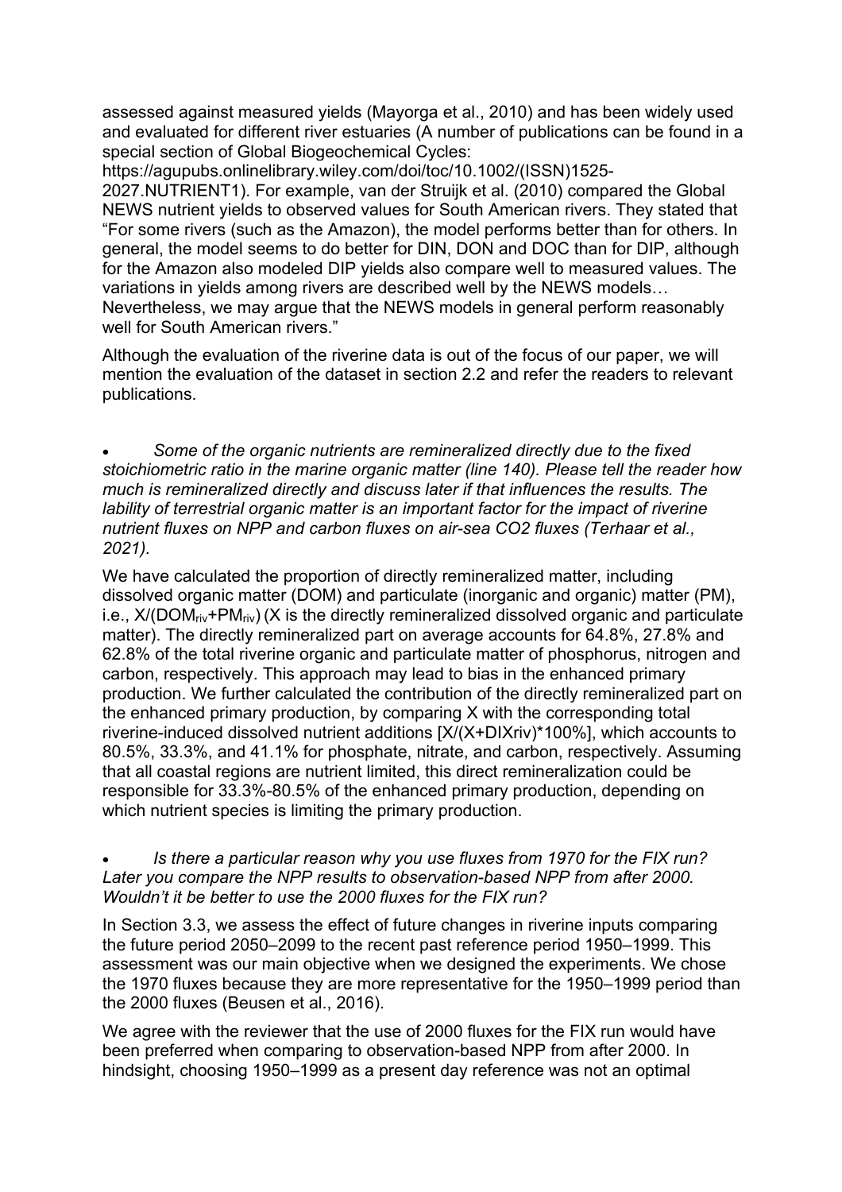assessed against measured yields (Mayorga et al., 2010) and has been widely used and evaluated for different river estuaries (A number of publications can be found in a special section of Global Biogeochemical Cycles: https://agupubs.onlinelibrary.wiley.com/doi/toc/10.1002/(ISSN)1525-2027.NUTRIENT1). For example, van der Struijk et al. (2010) compared the Global NEWS nutrient yields to observed values for South American rivers. They stated that "For some rivers (such as the Amazon), the model performs better than for others. In general, the model seems to do better for DIN, DON and DOC than for DIP, although for the Amazon also modeled DIP yields also compare well to measured values. The variations in yields among rivers are described well by the NEWS models… Nevertheless, we may argue that the NEWS models in general perform reasonably well for South American rivers."

Although the evaluation of the riverine data is out of the focus of our paper, we will mention the evaluation of the dataset in section 2.2 and refer the readers to relevant publications.

- *Some of the organic nutrients are remineralized directly due to the fixed stoichiometric ratio in the marine organic matter (line 140). Please tell the reader how much is remineralized directly and discuss later if that influences the results. The lability of terrestrial organic matter is an important factor for the impact of riverine nutrient fluxes on NPP and carbon fluxes on air-sea CO2 fluxes (Terhaar et al., 2021).*

We have calculated the proportion of directly remineralized matter, including dissolved organic matter (DOM) and particulate (inorganic and organic) matter (PM), i.e., $X/(DOM_{riv}+PM_{riv})$ (X is the directly remineralized dissolved organic and particulate matter). The directly remineralized part on average accounts for 64.8%, 27.8% and 62.8% of the total riverine organic and particulate matter of phosphorus, nitrogen and carbon, respectively. This approach may lead to bias in the enhanced primary production. We further calculated the contribution of the directly remineralized part on the enhanced primary production, by comparing X with the corresponding total riverine-induced dissolved nutrient additions [$X/(X+DIXriv)*100\%$], which accounts to 80.5%, 33.3%, and 41.1% for phosphate, nitrate, and carbon, respectively. Assuming that all coastal regions are nutrient limited, this direct remineralization could be responsible for 33.3%-80.5% of the enhanced primary production, depending on which nutrient species is limiting the primary production.

- *Is there a particular reason why you use fluxes from 1970 for the FIX run? Later you compare the NPP results to observation-based NPP from after 2000. Wouldn't it be better to use the 2000 fluxes for the FIX run?*

In Section 3.3, we assess the effect of future changes in riverine inputs comparing the future period 2050–2099 to the recent past reference period 1950–1999. This assessment was our main objective when we designed the experiments. We chose the 1970 fluxes because they are more representative for the 1950–1999 period than the 2000 fluxes (Beusen et al., 2016).

We agree with the reviewer that the use of 2000 fluxes for the FIX run would have been preferred when comparing to observation-based NPP from after 2000. In hindsight, choosing 1950–1999 as a present day reference was not an optimal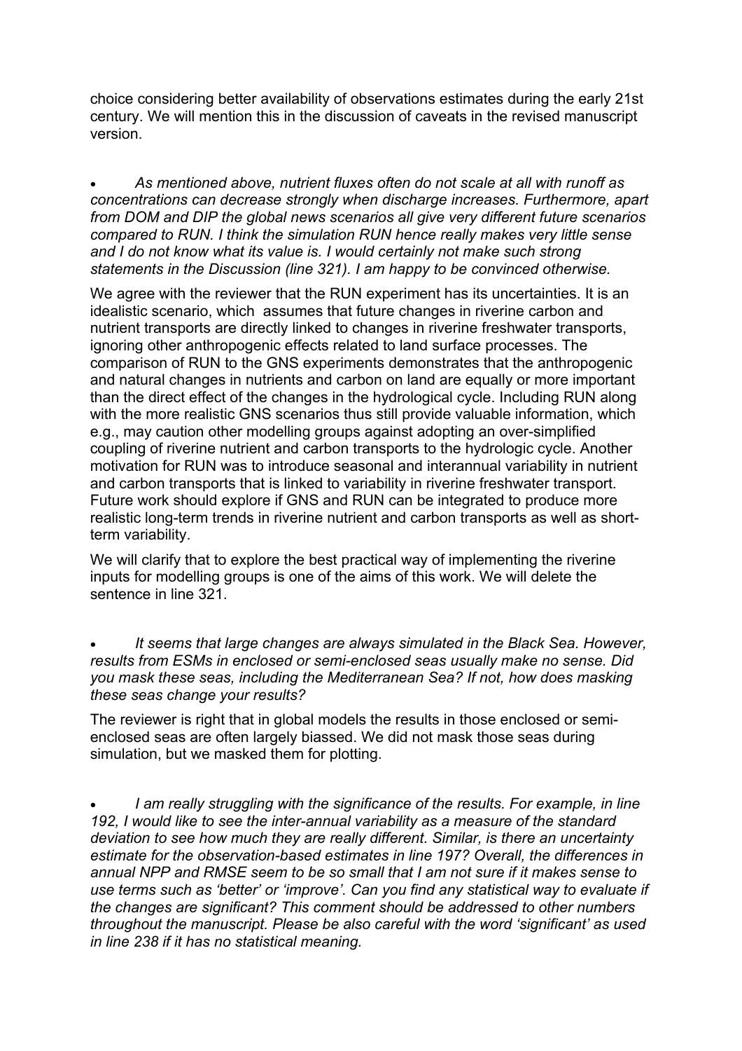choice considering better availability of observations estimates during the early 21st century. We will mention this in the discussion of caveats in the revised manuscript version.

- *As mentioned above, nutrient fluxes often do not scale at all with runoff as concentrations can decrease strongly when discharge increases. Furthermore, apart from DOM and DIP the global news scenarios all give very different future scenarios compared to RUN. I think the simulation RUN hence really makes very little sense and I do not know what its value is. I would certainly not make such strong statements in the Discussion (line 321). I am happy to be convinced otherwise.*

We agree with the reviewer that the RUN experiment has its uncertainties. It is an idealistic scenario, which assumes that future changes in riverine carbon and nutrient transports are directly linked to changes in riverine freshwater transports, ignoring other anthropogenic effects related to land surface processes. The comparison of RUN to the GNS experiments demonstrates that the anthropogenic and natural changes in nutrients and carbon on land are equally or more important than the direct effect of the changes in the hydrological cycle. Including RUN along with the more realistic GNS scenarios thus still provide valuable information, which e.g., may caution other modelling groups against adopting an over-simplified coupling of riverine nutrient and carbon transports to the hydrologic cycle. Another motivation for RUN was to introduce seasonal and interannual variability in nutrient and carbon transports that is linked to variability in riverine freshwater transport. Future work should explore if GNS and RUN can be integrated to produce more realistic long-term trends in riverine nutrient and carbon transports as well as short-term variability.

We will clarify that to explore the best practical way of implementing the riverine inputs for modelling groups is one of the aims of this work. We will delete the sentence in line 321.

- *It seems that large changes are always simulated in the Black Sea. However, results from ESMs in enclosed or semi-enclosed seas usually make no sense. Did you mask these seas, including the Mediterranean Sea? If not, how does masking these seas change your results?*

The reviewer is right that in global models the results in those enclosed or semi-enclosed seas are often largely biassed. We did not mask those seas during simulation, but we masked them for plotting.

- *I am really struggling with the significance of the results. For example, in line 192, I would like to see the inter-annual variability as a measure of the standard deviation to see how much they are really different. Similar, is there an uncertainty estimate for the observation-based estimates in line 197? Overall, the differences in annual NPP and RMSE seem to be so small that I am not sure if it makes sense to use terms such as 'better' or 'improve'. Can you find any statistical way to evaluate if the changes are significant? This comment should be addressed to other numbers throughout the manuscript. Please be also careful with the word 'significant' as used in line 238 if it has no statistical meaning.*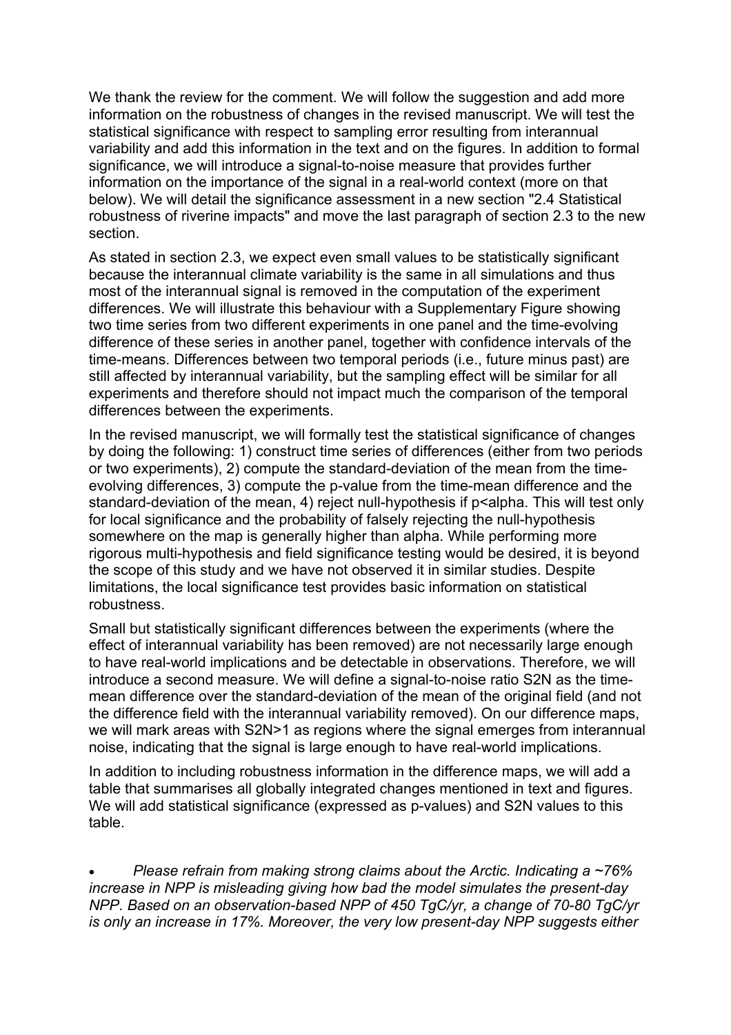We thank the review for the comment. We will follow the suggestion and add more information on the robustness of changes in the revised manuscript. We will test the statistical significance with respect to sampling error resulting from interannual variability and add this information in the text and on the figures. In addition to formal significance, we will introduce a signal-to-noise measure that provides further information on the importance of the signal in a real-world context (more on that below). We will detail the significance assessment in a new section "2.4 Statistical robustness of riverine impacts" and move the last paragraph of section 2.3 to the new section.

As stated in section 2.3, we expect even small values to be statistically significant because the interannual climate variability is the same in all simulations and thus most of the interannual signal is removed in the computation of the experiment differences. We will illustrate this behaviour with a Supplementary Figure showing two time series from two different experiments in one panel and the time-evolving difference of these series in another panel, together with confidence intervals of the time-means. Differences between two temporal periods (i.e., future minus past) are still affected by interannual variability, but the sampling effect will be similar for all experiments and therefore should not impact much the comparison of the temporal differences between the experiments.

In the revised manuscript, we will formally test the statistical significance of changes by doing the following: 1) construct time series of differences (either from two periods or two experiments), 2) compute the standard-deviation of the mean from the time-evolving differences, 3) compute the p-value from the time-mean difference and the standard-deviation of the mean, 4) reject null-hypothesis if $p<\alpha$. This will test only for local significance and the probability of falsely rejecting the null-hypothesis somewhere on the map is generally higher than alpha. While performing more rigorous multi-hypothesis and field significance testing would be desired, it is beyond the scope of this study and we have not observed it in similar studies. Despite limitations, the local significance test provides basic information on statistical robustness.

Small but statistically significant differences between the experiments (where the effect of interannual variability has been removed) are not necessarily large enough to have real-world implications and be detectable in observations. Therefore, we will introduce a second measure. We will define a signal-to-noise ratio S2N as the time-mean difference over the standard-deviation of the mean of the original field (and not the difference field with the interannual variability removed). On our difference maps, we will mark areas with S2N>1 as regions where the signal emerges from interannual noise, indicating that the signal is large enough to have real-world implications.

In addition to including robustness information in the difference maps, we will add a table that summarises all globally integrated changes mentioned in text and figures. We will add statistical significance (expressed as p-values) and S2N values to this table.

- *Please refrain from making strong claims about the Arctic. Indicating a ~76% increase in NPP is misleading giving how bad the model simulates the present-day NPP. Based on an observation-based NPP of 450 TgC/yr, a change of 70-80 TgC/yr is only an increase in 17%. Moreover, the very low present-day NPP suggests either*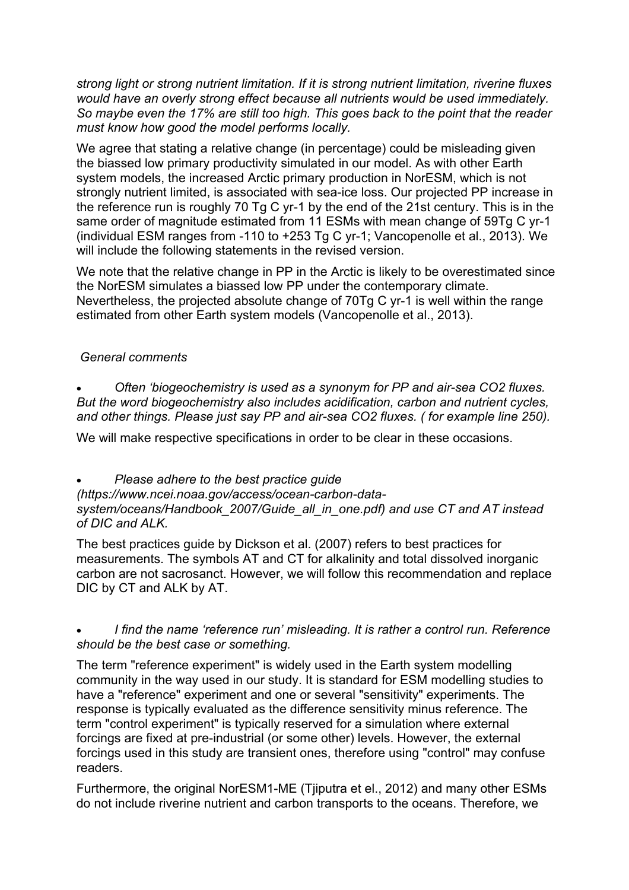*strong light or strong nutrient limitation. If it is strong nutrient limitation, riverine fluxes would have an overly strong effect because all nutrients would be used immediately. So maybe even the 17% are still too high. This goes back to the point that the reader must know how good the model performs locally.*

We agree that stating a relative change (in percentage) could be misleading given the biassed low primary productivity simulated in our model. As with other Earth system models, the increased Arctic primary production in NorESM, which is not strongly nutrient limited, is associated with sea-ice loss. Our projected PP increase in the reference run is roughly 70 Tg C yr-1 by the end of the 21st century. This is in the same order of magnitude estimated from 11 ESMs with mean change of 59Tg C yr-1 (individual ESM ranges from -110 to +253 Tg C yr-1; Vancopenolle et al., 2013). We will include the following statements in the revised version.

We note that the relative change in PP in the Arctic is likely to be overestimated since the NorESM simulates a biassed low PP under the contemporary climate. Nevertheless, the projected absolute change of 70Tg C yr-1 is well within the range estimated from other Earth system models (Vancopenolle et al., 2013).

*General comments*

- *Often 'biogeochemistry is used as a synonym for PP and air-sea CO2 fluxes. But the word biogeochemistry also includes acidification, carbon and nutrient cycles, and other things. Please just say PP and air-sea CO2 fluxes. ( for example line 250).*

We will make respective specifications in order to be clear in these occasions.

- *Please adhere to the best practice guide (https://www.ncei.noaa.gov/access/ocean-carbon-data-system/oceans/Handbook_2007/Guide_all_in_one.pdf) and use CT and AT instead of DIC and ALK.*

The best practices guide by Dickson et al. (2007) refers to best practices for measurements. The symbols AT and CT for alkalinity and total dissolved inorganic carbon are not sacrosanct. However, we will follow this recommendation and replace DIC by CT and ALK by AT.

- *I find the name 'reference run' misleading. It is rather a control run. Reference should be the best case or something.*

The term "reference experiment" is widely used in the Earth system modelling community in the way used in our study. It is standard for ESM modelling studies to have a "reference" experiment and one or several "sensitivity" experiments. The response is typically evaluated as the difference sensitivity minus reference. The term "control experiment" is typically reserved for a simulation where external forcings are fixed at pre-industrial (or some other) levels. However, the external forcings used in this study are transient ones, therefore using "control" may confuse readers.

Furthermore, the original NorESM1-ME (Tjiputra et el., 2012) and many other ESMs do not include riverine nutrient and carbon transports to the oceans. Therefore, we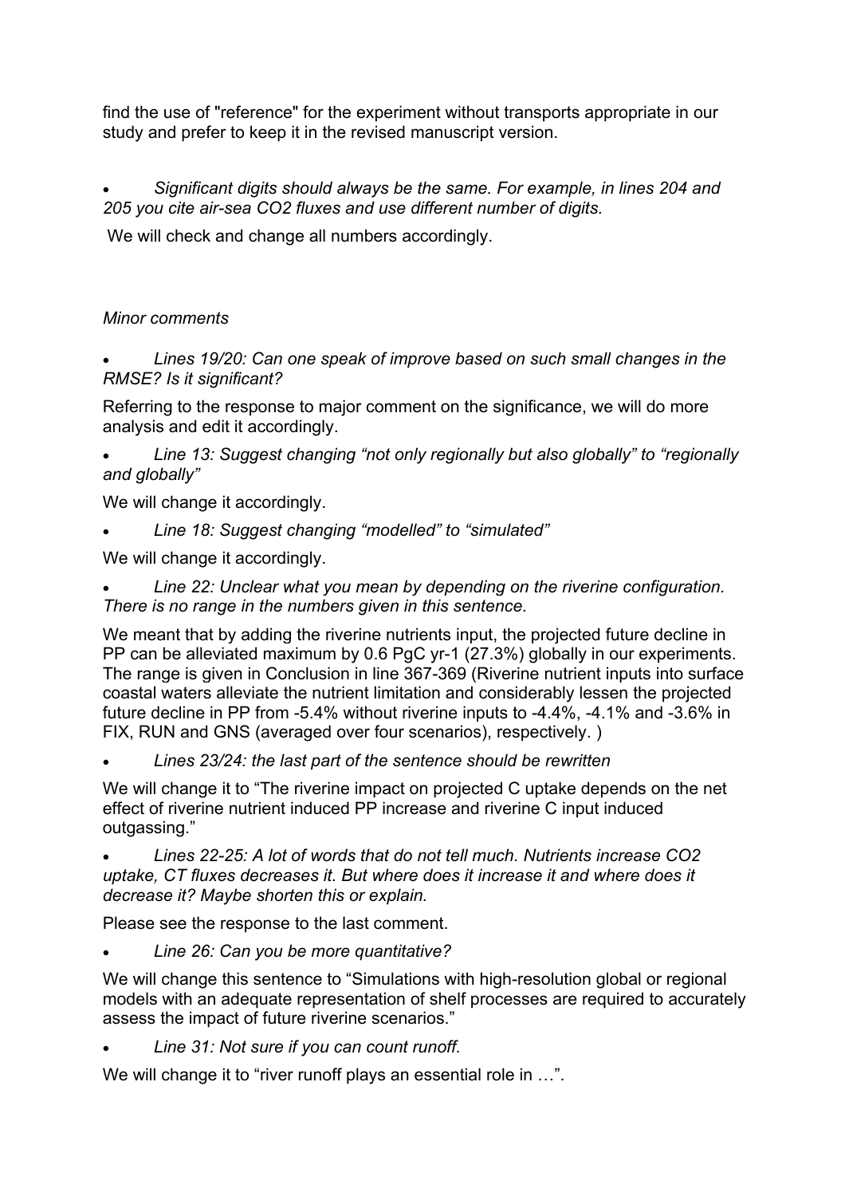find the use of "reference" for the experiment without transports appropriate in our study and prefer to keep it in the revised manuscript version.

- *Significant digits should always be the same. For example, in lines 204 and 205 you cite air-sea CO2 fluxes and use different number of digits.*

We will check and change all numbers accordingly.

*Minor comments*

- *Lines 19/20: Can one speak of improve based on such small changes in the RMSE? Is it significant?*

Referring to the response to major comment on the significance, we will do more analysis and edit it accordingly.

- *Line 13: Suggest changing "not only regionally but also globally" to "regionally and globally"*

We will change it accordingly.

- *Line 18: Suggest changing "modelled" to "simulated"*

We will change it accordingly.

- *Line 22: Unclear what you mean by depending on the riverine configuration. There is no range in the numbers given in this sentence.*

We meant that by adding the riverine nutrients input, the projected future decline in PP can be alleviated maximum by 0.6 PgC yr-1 (27.3%) globally in our experiments. The range is given in Conclusion in line 367-369 (Riverine nutrient inputs into surface coastal waters alleviate the nutrient limitation and considerably lessen the projected future decline in PP from -5.4% without riverine inputs to -4.4%, -4.1% and -3.6% in FIX, RUN and GNS (averaged over four scenarios), respectively. )

- *Lines 23/24: the last part of the sentence should be rewritten*

We will change it to "The riverine impact on projected C uptake depends on the net effect of riverine nutrient induced PP increase and riverine C input induced outgassing."

- *Lines 22-25: A lot of words that do not tell much. Nutrients increase CO2 uptake, CT fluxes decreases it. But where does it increase it and where does it decrease it? Maybe shorten this or explain.*

Please see the response to the last comment.

- *Line 26: Can you be more quantitative?*

We will change this sentence to "Simulations with high-resolution global or regional models with an adequate representation of shelf processes are required to accurately assess the impact of future riverine scenarios."

- *Line 31: Not sure if you can count runoff.*

We will change it to "river runoff plays an essential role in …".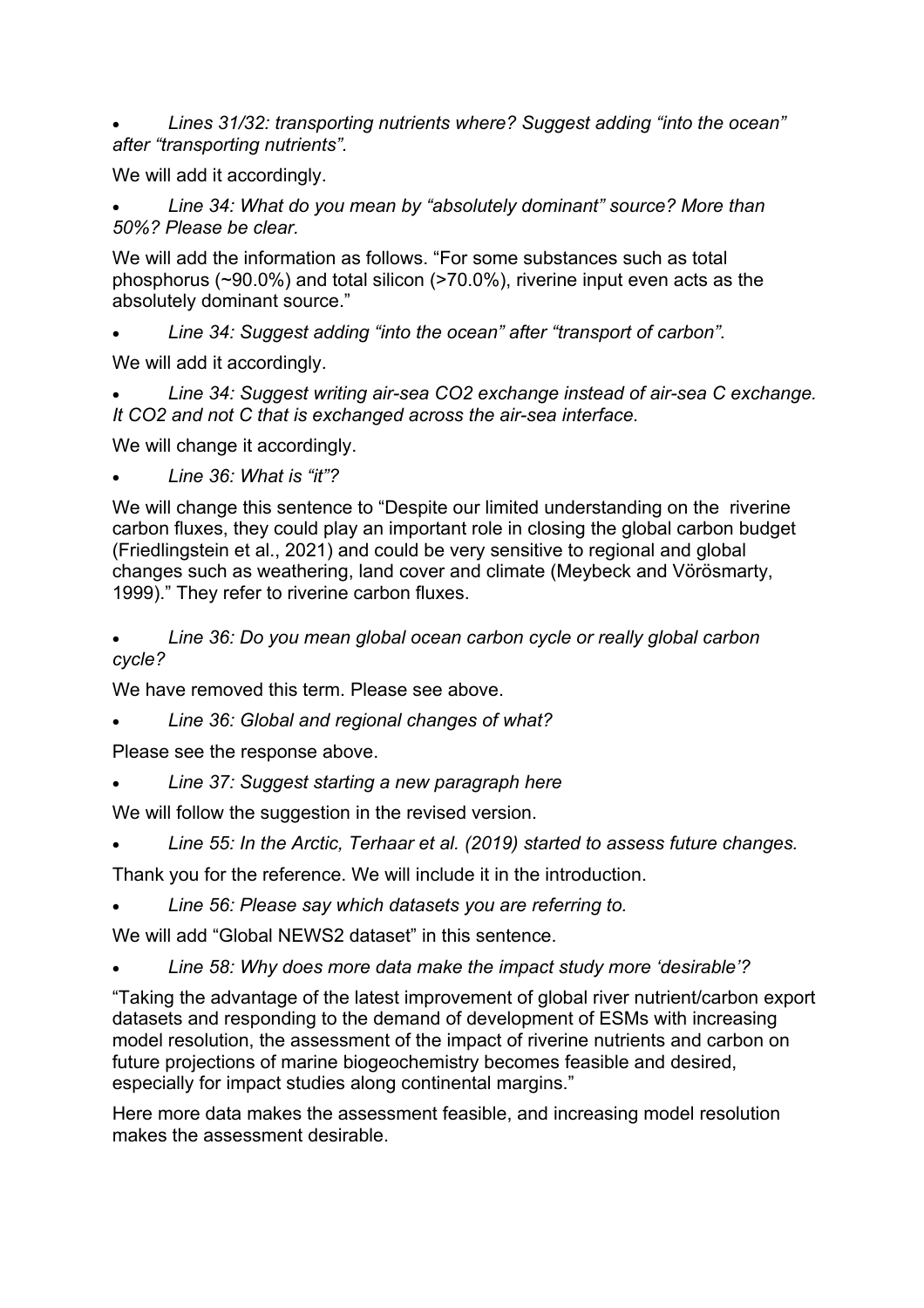- *Lines 31/32: transporting nutrients where? Suggest adding "into the ocean" after "transporting nutrients".*

We will add it accordingly.

- *Line 34: What do you mean by "absolutely dominant" source? More than 50%? Please be clear.*

We will add the information as follows. "For some substances such as total phosphorus (~90.0%) and total silicon (>70.0%), riverine input even acts as the absolutely dominant source."

- *Line 34: Suggest adding "into the ocean" after "transport of carbon".*

We will add it accordingly.

- *Line 34: Suggest writing air-sea CO2 exchange instead of air-sea C exchange. It CO2 and not C that is exchanged across the air-sea interface.*

We will change it accordingly.

- *Line 36: What is "it"?*

We will change this sentence to "Despite our limited understanding on the riverine carbon fluxes, they could play an important role in closing the global carbon budget (Friedlingstein et al., 2021) and could be very sensitive to regional and global changes such as weathering, land cover and climate (Meybeck and Vörösmarty, 1999)." They refer to riverine carbon fluxes.

- *Line 36: Do you mean global ocean carbon cycle or really global carbon cycle?*

We have removed this term. Please see above.

- *Line 36: Global and regional changes of what?*

Please see the response above.

- *Line 37: Suggest starting a new paragraph here*

We will follow the suggestion in the revised version.

- *Line 55: In the Arctic, Terhaar et al. (2019) started to assess future changes.*

Thank you for the reference. We will include it in the introduction.

- *Line 56: Please say which datasets you are referring to.*

We will add "Global NEWS2 dataset" in this sentence.

- *Line 58: Why does more data make the impact study more 'desirable'?*

"Taking the advantage of the latest improvement of global river nutrient/carbon export datasets and responding to the demand of development of ESMs with increasing model resolution, the assessment of the impact of riverine nutrients and carbon on future projections of marine biogeochemistry becomes feasible and desired, especially for impact studies along continental margins."

Here more data makes the assessment feasible, and increasing model resolution makes the assessment desirable.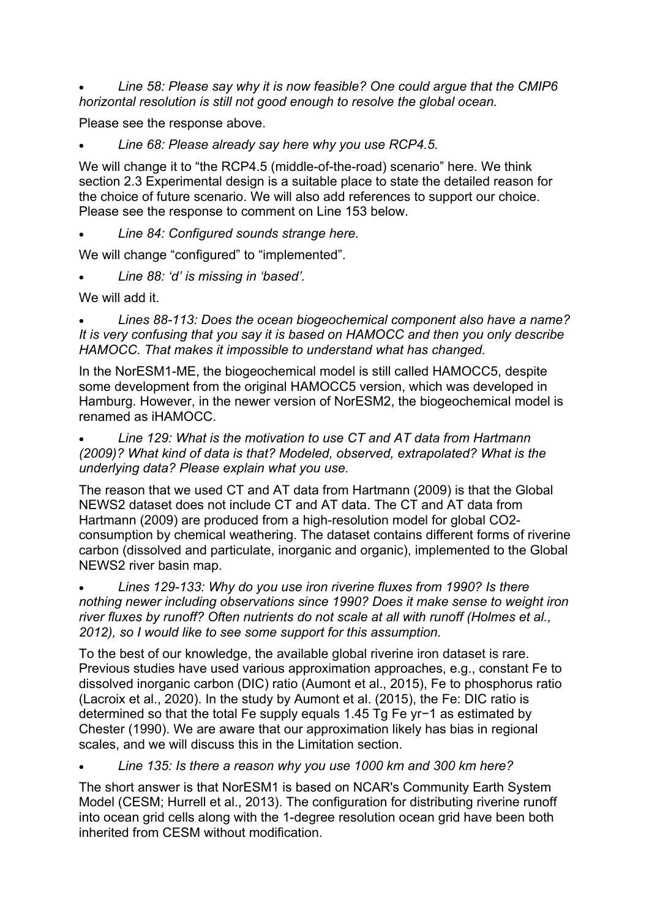- *Line 58: Please say why it is now feasible? One could argue that the CMIP6 horizontal resolution is still not good enough to resolve the global ocean.*

Please see the response above.

- *Line 68: Please already say here why you use RCP4.5.*

We will change it to "the RCP4.5 (middle-of-the-road) scenario" here. We think section 2.3 Experimental design is a suitable place to state the detailed reason for the choice of future scenario. We will also add references to support our choice. Please see the response to comment on Line 153 below.

- *Line 84: Configured sounds strange here.*

We will change "configured" to "implemented".

- *Line 88: 'd' is missing in 'based'.*

We will add it.

- *Lines 88-113: Does the ocean biogeochemical component also have a name? It is very confusing that you say it is based on HAMOCC and then you only describe HAMOCC. That makes it impossible to understand what has changed.*

In the NorESM1-ME, the biogeochemical model is still called HAMOCC5, despite some development from the original HAMOCC5 version, which was developed in Hamburg. However, in the newer version of NorESM2, the biogeochemical model is renamed as iHAMOCC.

- *Line 129: What is the motivation to use CT and AT data from Hartmann (2009)? What kind of data is that? Modeled, observed, extrapolated? What is the underlying data? Please explain what you use.*

The reason that we used CT and AT data from Hartmann (2009) is that the Global NEWS2 dataset does not include CT and AT data. The CT and AT data from Hartmann (2009) are produced from a high-resolution model for global $CO_2$-consumption by chemical weathering. The dataset contains different forms of riverine carbon (dissolved and particulate, inorganic and organic), implemented to the Global NEWS2 river basin map.

- *Lines 129-133: Why do you use iron riverine fluxes from 1990? Is there nothing newer including observations since 1990? Does it make sense to weight iron river fluxes by runoff? Often nutrients do not scale at all with runoff (Holmes et al., 2012), so I would like to see some support for this assumption.*

To the best of our knowledge, the available global riverine iron dataset is rare. Previous studies have used various approximation approaches, e.g., constant Fe to dissolved inorganic carbon (DIC) ratio (Aumont et al., 2015), Fe to phosphorus ratio (Lacroix et al., 2020). In the study by Aumont et al. (2015), the Fe: DIC ratio is determined so that the total Fe supply equals 1.45 Tg Fe $yr^{-1}$ as estimated by Chester (1990). We are aware that our approximation likely has bias in regional scales, and we will discuss this in the Limitation section.

- *Line 135: Is there a reason why you use 1000 km and 300 km here?*

The short answer is that NorESM1 is based on NCAR's Community Earth System Model (CESM; Hurrell et al., 2013). The configuration for distributing riverine runoff into ocean grid cells along with the 1-degree resolution ocean grid have been both inherited from CESM without modification.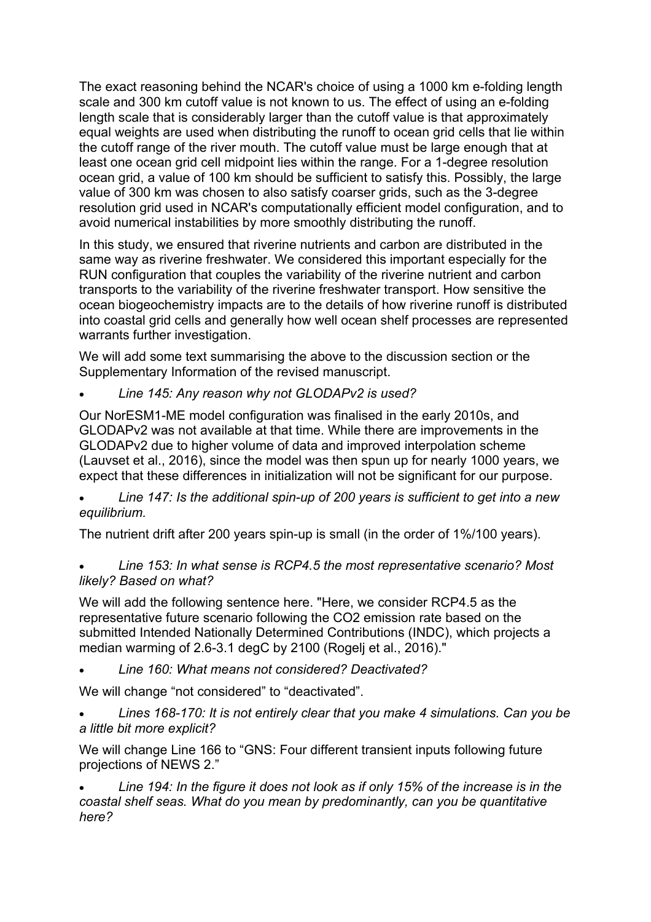The exact reasoning behind the NCAR's choice of using a 1000 km e-folding length scale and 300 km cutoff value is not known to us. The effect of using an e-folding length scale that is considerably larger than the cutoff value is that approximately equal weights are used when distributing the runoff to ocean grid cells that lie within the cutoff range of the river mouth. The cutoff value must be large enough that at least one ocean grid cell midpoint lies within the range. For a 1-degree resolution ocean grid, a value of 100 km should be sufficient to satisfy this. Possibly, the large value of 300 km was chosen to also satisfy coarser grids, such as the 3-degree resolution grid used in NCAR's computationally efficient model configuration, and to avoid numerical instabilities by more smoothly distributing the runoff.

In this study, we ensured that riverine nutrients and carbon are distributed in the same way as riverine freshwater. We considered this important especially for the RUN configuration that couples the variability of the riverine nutrient and carbon transports to the variability of the riverine freshwater transport. How sensitive the ocean biogeochemistry impacts are to the details of how riverine runoff is distributed into coastal grid cells and generally how well ocean shelf processes are represented warrants further investigation.

We will add some text summarising the above to the discussion section or the Supplementary Information of the revised manuscript.

- *Line 145: Any reason why not GLODAPv2 is used?*

Our NorESM1-ME model configuration was finalised in the early 2010s, and GLODAPv2 was not available at that time. While there are improvements in the GLODAPv2 due to higher volume of data and improved interpolation scheme (Lauvset et al., 2016), since the model was then spun up for nearly 1000 years, we expect that these differences in initialization will not be significant for our purpose.

- *Line 147: Is the additional spin-up of 200 years is sufficient to get into a new equilibrium.*

The nutrient drift after 200 years spin-up is small (in the order of 1%/100 years).

- *Line 153: In what sense is RCP4.5 the most representative scenario? Most likely? Based on what?*

We will add the following sentence here. "Here, we consider RCP4.5 as the representative future scenario following the $CO_2$ emission rate based on the submitted Intended Nationally Determined Contributions (INDC), which projects a median warming of 2.6-3.1 degC by 2100 (Rogelj et al., 2016)."

- *Line 160: What means not considered? Deactivated?*

We will change "not considered" to "deactivated".

- *Lines 168-170: It is not entirely clear that you make 4 simulations. Can you be a little bit more explicit?*

We will change Line 166 to "GNS: Four different transient inputs following future projections of NEWS 2."

- *Line 194: In the figure it does not look as if only 15% of the increase is in the coastal shelf seas. What do you mean by predominantly, can you be quantitative here?*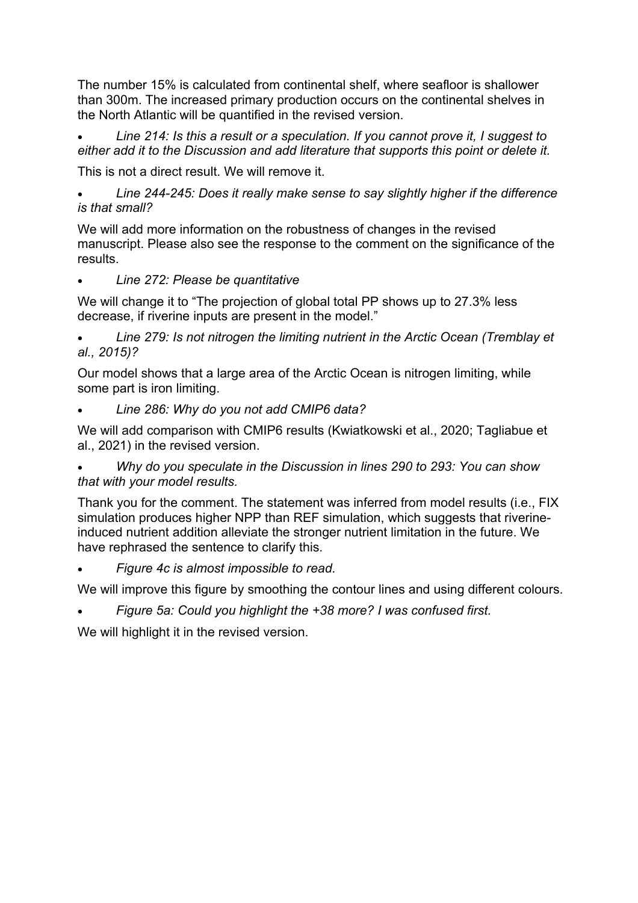The number 15% is calculated from continental shelf, where seafloor is shallower than 300m. The increased primary production occurs on the continental shelves in the North Atlantic will be quantified in the revised version.

- *Line 214: Is this a result or a speculation. If you cannot prove it, I suggest to either add it to the Discussion and add literature that supports this point or delete it.*

This is not a direct result. We will remove it.

- *Line 244-245: Does it really make sense to say slightly higher if the difference is that small?*

We will add more information on the robustness of changes in the revised manuscript. Please also see the response to the comment on the significance of the results.

- *Line 272: Please be quantitative*

We will change it to "The projection of global total PP shows up to 27.3% less decrease, if riverine inputs are present in the model."

- *Line 279: Is not nitrogen the limiting nutrient in the Arctic Ocean (Tremblay et al., 2015)?*

Our model shows that a large area of the Arctic Ocean is nitrogen limiting, while some part is iron limiting.

- *Line 286: Why do you not add CMIP6 data?*

We will add comparison with CMIP6 results (Kwiatkowski et al., 2020; Tagliabue et al., 2021) in the revised version.

- *Why do you speculate in the Discussion in lines 290 to 293: You can show that with your model results.*

Thank you for the comment. The statement was inferred from model results (i.e., FIX simulation produces higher NPP than REF simulation, which suggests that riverine-induced nutrient addition alleviate the stronger nutrient limitation in the future. We have rephrased the sentence to clarify this.

- *Figure 4c is almost impossible to read.*

We will improve this figure by smoothing the contour lines and using different colours.

- *Figure 5a: Could you highlight the +38 more? I was confused first.*

We will highlight it in the revised version.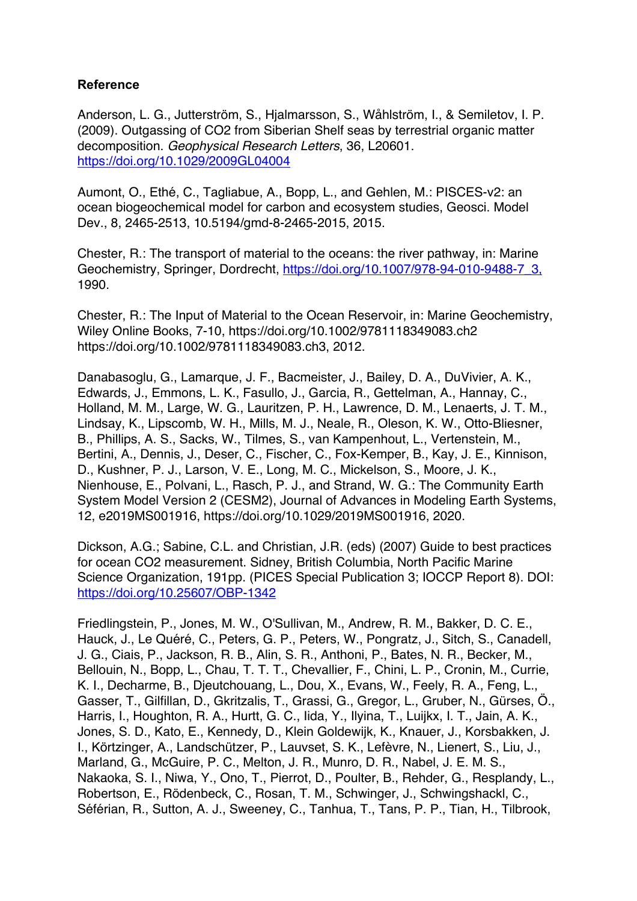**Reference**

Anderson, L. G., Jutterström, S., Hjalmarsson, S., Wåhlström, I., & Semiletov, I. P. (2009). Outgassing of CO2 from Siberian Shelf seas by terrestrial organic matter decomposition. *Geophysical Research Letters*, 36, L20601. https://doi.org/10.1029/2009GL04004

Aumont, O., Ethé, C., Tagliabue, A., Bopp, L., and Gehlen, M.: PISCES-v2: an ocean biogeochemical model for carbon and ecosystem studies, Geosci. Model Dev., 8, 2465-2513, 10.5194/gmd-8-2465-2015, 2015.

Chester, R.: The transport of material to the oceans: the river pathway, in: Marine Geochemistry, Springer, Dordrecht, https://doi.org/10.1007/978-94-010-9488-7_3, 1990.

Chester, R.: The Input of Material to the Ocean Reservoir, in: Marine Geochemistry, Wiley Online Books, 7-10, https://doi.org/10.1002/9781118349083.ch2 https://doi.org/10.1002/9781118349083.ch3, 2012.

Danabasoglu, G., Lamarque, J. F., Bacmeister, J., Bailey, D. A., DuVivier, A. K., Edwards, J., Emmons, L. K., Fasullo, J., Garcia, R., Gettelman, A., Hannay, C., Holland, M. M., Large, W. G., Lauritzen, P. H., Lawrence, D. M., Lenaerts, J. T. M., Lindsay, K., Lipscomb, W. H., Mills, M. J., Neale, R., Oleson, K. W., Otto-Bliesner, B., Phillips, A. S., Sacks, W., Tilmes, S., van Kampenhout, L., Vertenstein, M., Bertini, A., Dennis, J., Deser, C., Fischer, C., Fox-Kemper, B., Kay, J. E., Kinnison, D., Kushner, P. J., Larson, V. E., Long, M. C., Mickelson, S., Moore, J. K., Nienhouse, E., Polvani, L., Rasch, P. J., and Strand, W. G.: The Community Earth System Model Version 2 (CESM2), Journal of Advances in Modeling Earth Systems, 12, e2019MS001916, https://doi.org/10.1029/2019MS001916, 2020.

Dickson, A.G.; Sabine, C.L. and Christian, J.R. (eds) (2007) Guide to best practices for ocean CO2 measurement. Sidney, British Columbia, North Pacific Marine Science Organization, 191pp. (PICES Special Publication 3; IOCCP Report 8). DOI: https://doi.org/10.25607/OBP-1342

Friedlingstein, P., Jones, M. W., O'Sullivan, M., Andrew, R. M., Bakker, D. C. E., Hauck, J., Le Quéré, C., Peters, G. P., Peters, W., Pongratz, J., Sitch, S., Canadell, J. G., Ciais, P., Jackson, R. B., Alin, S. R., Anthoni, P., Bates, N. R., Becker, M., Bellouin, N., Bopp, L., Chau, T. T. T., Chevallier, F., Chini, L. P., Cronin, M., Currie, K. I., Decharme, B., Djeutchouang, L., Dou, X., Evans, W., Feely, R. A., Feng, L., Gasser, T., Gilfillan, D., Gkritzalis, T., Grassi, G., Gregor, L., Gruber, N., Gürses, Ö., Harris, I., Houghton, R. A., Hurtt, G. C., Iida, Y., Ilyina, T., Luijkx, I. T., Jain, A. K., Jones, S. D., Kato, E., Kennedy, D., Klein Goldewijk, K., Knauer, J., Korsbakken, J. I., Körtzinger, A., Landschützer, P., Lauvset, S. K., Lefèvre, N., Lienert, S., Liu, J., Marland, G., McGuire, P. C., Melton, J. R., Munro, D. R., Nabel, J. E. M. S., Nakaoka, S. I., Niwa, Y., Ono, T., Pierrot, D., Poulter, B., Rehder, G., Resplandy, L., Robertson, E., Rödenbeck, C., Rosan, T. M., Schwinger, J., Schwingshackl, C., Séférian, R., Sutton, A. J., Sweeney, C., Tanhua, T., Tans, P. P., Tian, H., Tilbrook,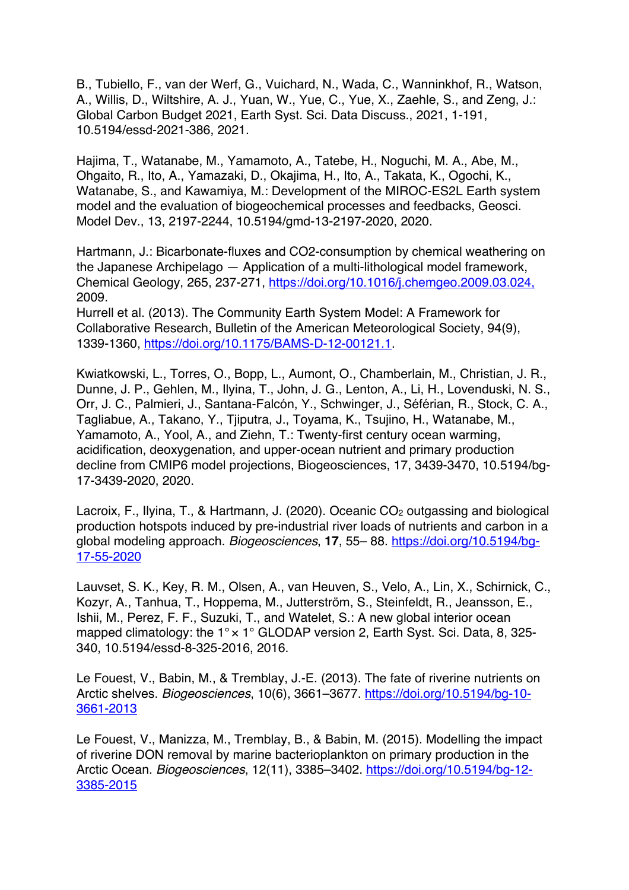B., Tubiello, F., van der Werf, G., Vuichard, N., Wada, C., Wanninkhof, R., Watson, A., Willis, D., Wiltshire, A. J., Yuan, W., Yue, C., Yue, X., Zaehle, S., and Zeng, J.: Global Carbon Budget 2021, Earth Syst. Sci. Data Discuss., 2021, 1-191, 10.5194/essd-2021-386, 2021.

Hajima, T., Watanabe, M., Yamamoto, A., Tatebe, H., Noguchi, M. A., Abe, M., Ohgaito, R., Ito, A., Yamazaki, D., Okajima, H., Ito, A., Takata, K., Ogochi, K., Watanabe, S., and Kawamiya, M.: Development of the MIROC-ES2L Earth system model and the evaluation of biogeochemical processes and feedbacks, Geosci. Model Dev., 13, 2197-2244, 10.5194/gmd-13-2197-2020, 2020.

Hartmann, J.: Bicarbonate-fluxes and CO2-consumption by chemical weathering on the Japanese Archipelago — Application of a multi-lithological model framework, Chemical Geology, 265, 237-271, https://doi.org/10.1016/j.chemgeo.2009.03.024, 2009.
Hurrell et al. (2013). The Community Earth System Model: A Framework for Collaborative Research, Bulletin of the American Meteorological Society, 94(9), 1339-1360, https://doi.org/10.1175/BAMS-D-12-00121.1.

Kwiatkowski, L., Torres, O., Bopp, L., Aumont, O., Chamberlain, M., Christian, J. R., Dunne, J. P., Gehlen, M., Ilyina, T., John, J. G., Lenton, A., Li, H., Lovenduski, N. S., Orr, J. C., Palmieri, J., Santana-Falcón, Y., Schwinger, J., Séférian, R., Stock, C. A., Tagliabue, A., Takano, Y., Tjiputra, J., Toyama, K., Tsujino, H., Watanabe, M., Yamamoto, A., Yool, A., and Ziehn, T.: Twenty-first century ocean warming, acidification, deoxygenation, and upper-ocean nutrient and primary production decline from CMIP6 model projections, Biogeosciences, 17, 3439-3470, 10.5194/bg-17-3439-2020, 2020.

Lacroix, F., Ilyina, T., & Hartmann, J. (2020). Oceanic $CO_2$ outgassing and biological production hotspots induced by pre-industrial river loads of nutrients and carbon in a global modeling approach. *Biogeosciences*, **17**, 55– 88. https://doi.org/10.5194/bg-17-55-2020

Lauvset, S. K., Key, R. M., Olsen, A., van Heuven, S., Velo, A., Lin, X., Schirnick, C., Kozyr, A., Tanhua, T., Hoppema, M., Jutterström, S., Steinfeldt, R., Jeansson, E., Ishii, M., Perez, F. F., Suzuki, T., and Watelet, S.: A new global interior ocean mapped climatology: the 1° × 1° GLODAP version 2, Earth Syst. Sci. Data, 8, 325-340, 10.5194/essd-8-325-2016, 2016.

Le Fouest, V., Babin, M., & Tremblay, J.-E. (2013). The fate of riverine nutrients on Arctic shelves. *Biogeosciences*, 10(6), 3661–3677. https://doi.org/10.5194/bg-10-3661-2013

Le Fouest, V., Manizza, M., Tremblay, B., & Babin, M. (2015). Modelling the impact of riverine DON removal by marine bacterioplankton on primary production in the Arctic Ocean. *Biogeosciences*, 12(11), 3385–3402. https://doi.org/10.5194/bg-12-3385-2015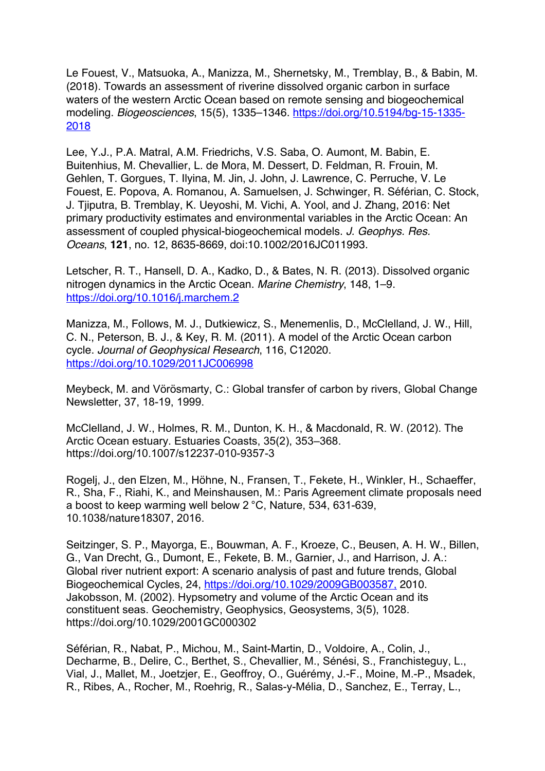Le Fouest, V., Matsuoka, A., Manizza, M., Shernetsky, M., Tremblay, B., & Babin, M. (2018). Towards an assessment of riverine dissolved organic carbon in surface waters of the western Arctic Ocean based on remote sensing and biogeochemical modeling. *Biogeosciences*, 15(5), 1335–1346. https://doi.org/10.5194/bg-15-1335-2018

Lee, Y.J., P.A. Matral, A.M. Friedrichs, V.S. Saba, O. Aumont, M. Babin, E. Buitenhius, M. Chevallier, L. de Mora, M. Dessert, D. Feldman, R. Frouin, M. Gehlen, T. Gorgues, T. Ilyina, M. Jin, J. John, J. Lawrence, C. Perruche, V. Le Fouest, E. Popova, A. Romanou, A. Samuelsen, J. Schwinger, R. Séférian, C. Stock, J. Tjiputra, B. Tremblay, K. Ueyoshi, M. Vichi, A. Yool, and J. Zhang, 2016: Net primary productivity estimates and environmental variables in the Arctic Ocean: An assessment of coupled physical-biogeochemical models. *J. Geophys. Res. Oceans*, **121**, no. 12, 8635-8669, doi:10.1002/2016JC011993.

Letscher, R. T., Hansell, D. A., Kadko, D., & Bates, N. R. (2013). Dissolved organic nitrogen dynamics in the Arctic Ocean. *Marine Chemistry*, 148, 1–9. https://doi.org/10.1016/j.marchem.2

Manizza, M., Follows, M. J., Dutkiewicz, S., Menemenlis, D., McClelland, J. W., Hill, C. N., Peterson, B. J., & Key, R. M. (2011). A model of the Arctic Ocean carbon cycle. *Journal of Geophysical Research*, 116, C12020. https://doi.org/10.1029/2011JC006998

Meybeck, M. and Vörösmarty, C.: Global transfer of carbon by rivers, Global Change Newsletter, 37, 18-19, 1999.

McClelland, J. W., Holmes, R. M., Dunton, K. H., & Macdonald, R. W. (2012). The Arctic Ocean estuary. Estuaries Coasts, 35(2), 353–368. https://doi.org/10.1007/s12237-010-9357-3

Rogelj, J., den Elzen, M., Höhne, N., Fransen, T., Fekete, H., Winkler, H., Schaeffer, R., Sha, F., Riahi, K., and Meinshausen, M.: Paris Agreement climate proposals need a boost to keep warming well below 2 °C, Nature, 534, 631-639, 10.1038/nature18307, 2016.

Seitzinger, S. P., Mayorga, E., Bouwman, A. F., Kroeze, C., Beusen, A. H. W., Billen, G., Van Drecht, G., Dumont, E., Fekete, B. M., Garnier, J., and Harrison, J. A.: Global river nutrient export: A scenario analysis of past and future trends, Global Biogeochemical Cycles, 24, https://doi.org/10.1029/2009GB003587, 2010.
Jakobsson, M. (2002). Hypsometry and volume of the Arctic Ocean and its constituent seas. Geochemistry, Geophysics, Geosystems, 3(5), 1028. https://doi.org/10.1029/2001GC000302

Séférian, R., Nabat, P., Michou, M., Saint-Martin, D., Voldoire, A., Colin, J., Decharme, B., Delire, C., Berthet, S., Chevallier, M., Sénési, S., Franchisteguy, L., Vial, J., Mallet, M., Joetzjer, E., Geoffroy, O., Guérémy, J.-F., Moine, M.-P., Msadek, R., Ribes, A., Rocher, M., Roehrig, R., Salas-y-Mélia, D., Sanchez, E., Terray, L.,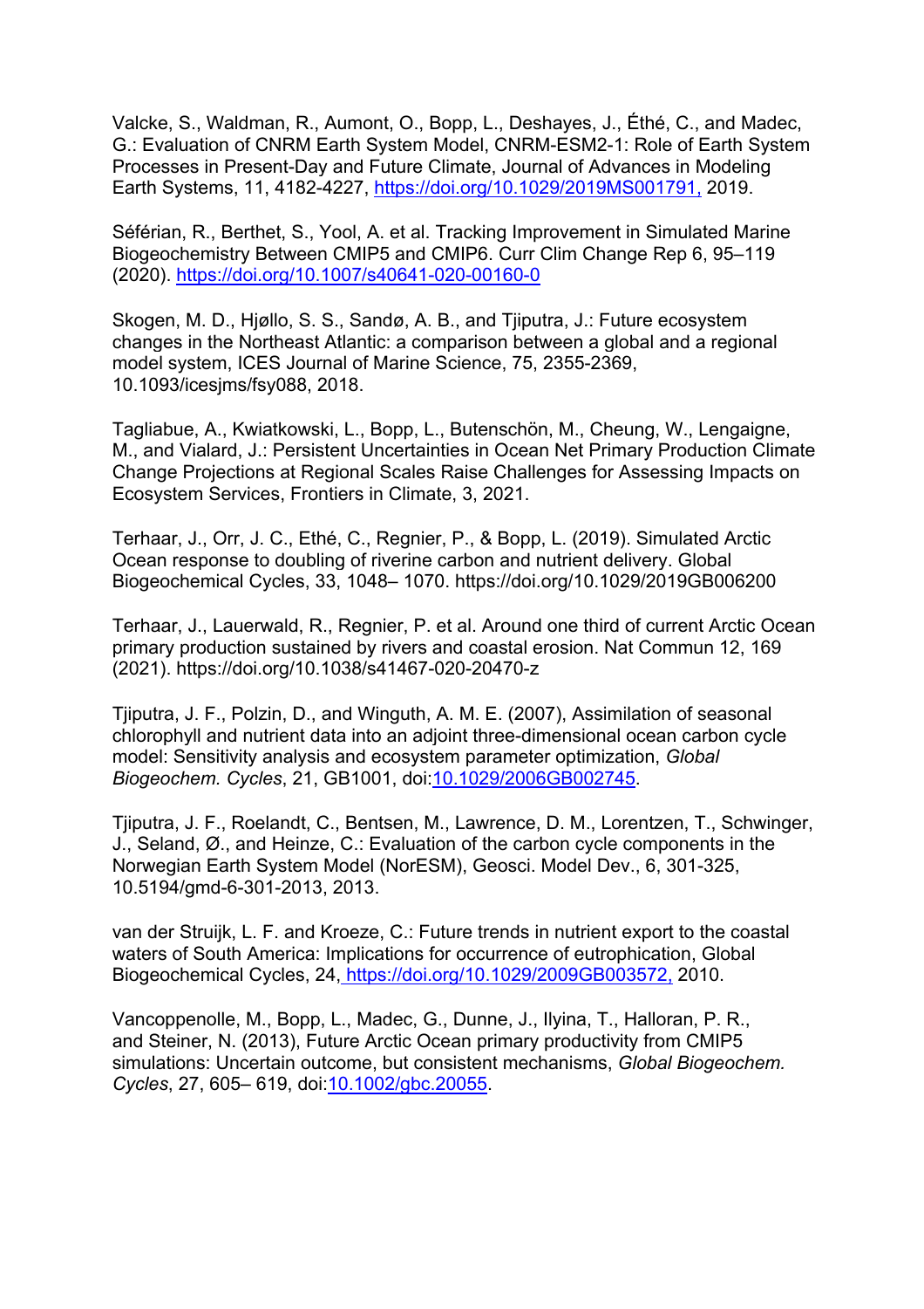Valcke, S., Waldman, R., Aumont, O., Bopp, L., Deshayes, J., Éthé, C., and Madec, G.: Evaluation of CNRM Earth System Model, CNRM-ESM2-1: Role of Earth System Processes in Present-Day and Future Climate, Journal of Advances in Modeling Earth Systems, 11, 4182-4227, https://doi.org/10.1029/2019MS001791, 2019.

Séférian, R., Berthet, S., Yool, A. et al. Tracking Improvement in Simulated Marine Biogeochemistry Between CMIP5 and CMIP6. Curr Clim Change Rep 6, 95–119 (2020). https://doi.org/10.1007/s40641-020-00160-0

Skogen, M. D., Hjøllo, S. S., Sandø, A. B., and Tjiputra, J.: Future ecosystem changes in the Northeast Atlantic: a comparison between a global and a regional model system, ICES Journal of Marine Science, 75, 2355-2369, 10.1093/icesjms/fsy088, 2018.

Tagliabue, A., Kwiatkowski, L., Bopp, L., Butenschön, M., Cheung, W., Lengaigne, M., and Vialard, J.: Persistent Uncertainties in Ocean Net Primary Production Climate Change Projections at Regional Scales Raise Challenges for Assessing Impacts on Ecosystem Services, Frontiers in Climate, 3, 2021.

Terhaar, J., Orr, J. C., Ethé, C., Regnier, P., & Bopp, L. (2019). Simulated Arctic Ocean response to doubling of riverine carbon and nutrient delivery. Global Biogeochemical Cycles, 33, 1048– 1070. https://doi.org/10.1029/2019GB006200

Terhaar, J., Lauerwald, R., Regnier, P. et al. Around one third of current Arctic Ocean primary production sustained by rivers and coastal erosion. Nat Commun 12, 169 (2021). https://doi.org/10.1038/s41467-020-20470-z

Tjiputra, J. F., Polzin, D., and Winguth, A. M. E. (2007), Assimilation of seasonal chlorophyll and nutrient data into an adjoint three-dimensional ocean carbon cycle model: Sensitivity analysis and ecosystem parameter optimization, *Global Biogeochem. Cycles*, 21, GB1001, doi:10.1029/2006GB002745.

Tjiputra, J. F., Roelandt, C., Bentsen, M., Lawrence, D. M., Lorentzen, T., Schwinger, J., Seland, Ø., and Heinze, C.: Evaluation of the carbon cycle components in the Norwegian Earth System Model (NorESM), Geosci. Model Dev., 6, 301-325, 10.5194/gmd-6-301-2013, 2013.

van der Struijk, L. F. and Kroeze, C.: Future trends in nutrient export to the coastal waters of South America: Implications for occurrence of eutrophication, Global Biogeochemical Cycles, 24, https://doi.org/10.1029/2009GB003572, 2010.

Vancoppenolle, M., Bopp, L., Madec, G., Dunne, J., Ilyina, T., Halloran, P. R., and Steiner, N. (2013), Future Arctic Ocean primary productivity from CMIP5 simulations: Uncertain outcome, but consistent mechanisms, *Global Biogeochem. Cycles*, 27, 605– 619, doi:10.1002/gbc.20055.